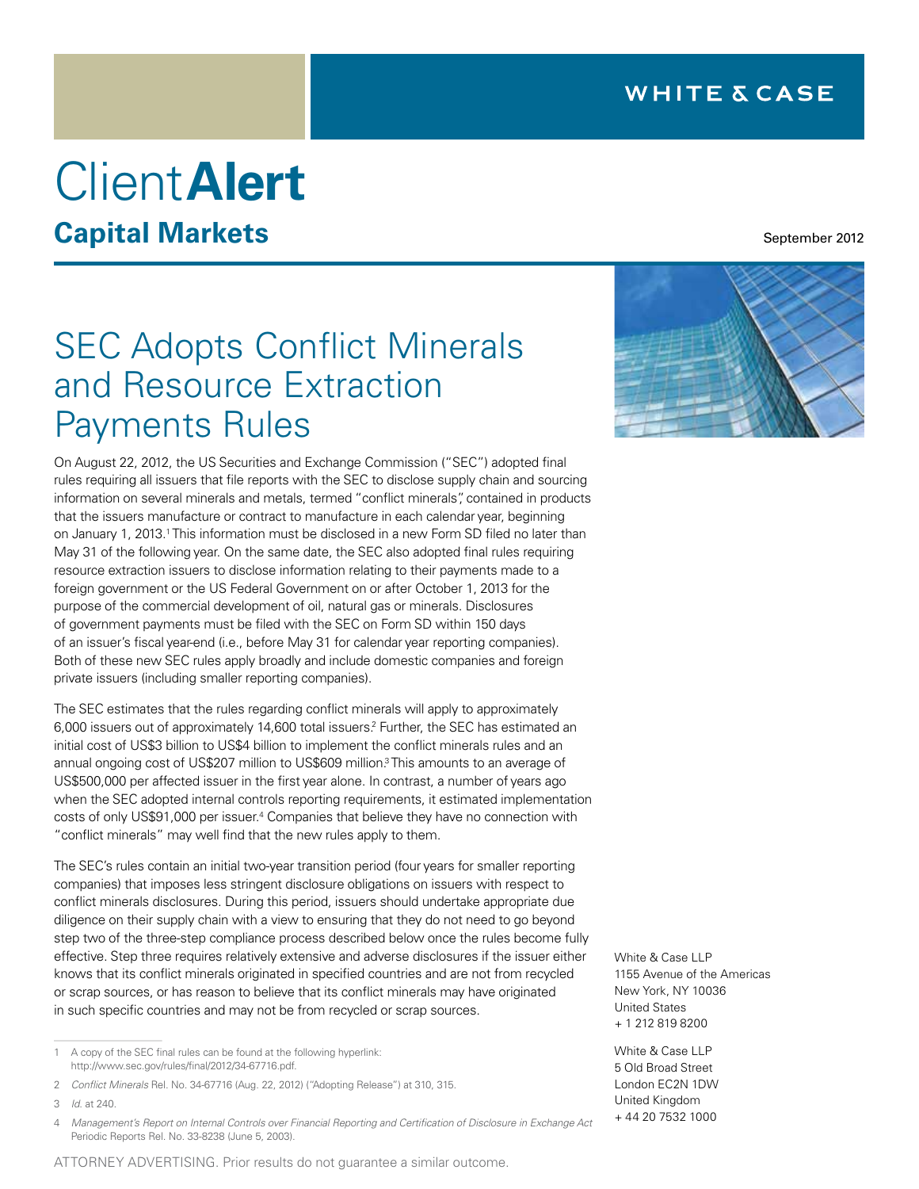WHITE & CASE

# Client**Alert**

## Capital Markets

September 2012

# SEC Adopts Conflict Minerals and Resource Extraction Payments Rules

On August 22, 2012, the US Securities and Exchange Commission ("SEC") adopted final rules requiring all issuers that file reports with the SEC to disclose supply chain and sourcing information on several minerals and metals, termed "conflict minerals", contained in products that the issuers manufacture or contract to manufacture in each calendar year, beginning on January 1, 2013.[1] This information must be disclosed in a new Form SD filed no later than May 31 of the following year. On the same date, the SEC also adopted final rules requiring resource extraction issuers to disclose information relating to their payments made to a foreign government or the US Federal Government on or after October 1, 2013 for the purpose of the commercial development of oil, natural gas or minerals. Disclosures of government payments must be filed with the SEC on Form SD within 150 days of an issuer's fiscal year-end (i.e., before May 31 for calendar year reporting companies). Both of these new SEC rules apply broadly and include domestic companies and foreign private issuers (including smaller reporting companies).

The SEC estimates that the rules regarding conflict minerals will apply to approximately 6,000 issuers out of approximately 14,600 total issuers.[2] Further, the SEC has estimated an initial cost of US$3 billion to US$4 billion to implement the conflict minerals rules and an annual ongoing cost of US$207 million to US$609 million.[3] This amounts to an average of US$500,000 per affected issuer in the first year alone. In contrast, a number of years ago when the SEC adopted internal controls reporting requirements, it estimated implementation costs of only US$91,000 per issuer.[4] Companies that believe they have no connection with "conflict minerals" may well find that the new rules apply to them.

The SEC's rules contain an initial two-year transition period (four years for smaller reporting companies) that imposes less stringent disclosure obligations on issuers with respect to conflict minerals disclosures. During this period, issuers should undertake appropriate due diligence on their supply chain with a view to ensuring that they do not need to go beyond step two of the three-step compliance process described below once the rules become fully effective. Step three requires relatively extensive and adverse disclosures if the issuer either knows that its conflict minerals originated in specified countries and are not from recycled or scrap sources, or has reason to believe that its conflict minerals may have originated in such specific countries and may not be from recycled or scrap sources.

White & Case LLP
1155 Avenue of the Americas
New York, NY 10036
United States
+ 1 212 819 8200

White & Case LLP
5 Old Broad Street
London EC2N 1DW
United Kingdom
+ 44 20 7532 1000

---

1 A copy of the SEC final rules can be found at the following hyperlink: http://www.sec.gov/rules/final/2012/34-67716.pdf.

2 *Conflict Minerals* Rel. No. 34-67716 (Aug. 22, 2012) ("Adopting Release") at 310, 315.

3 *Id.* at 240.

4 *Management's Report on Internal Controls over Financial Reporting and Certification of Disclosure in Exchange Act* Periodic Reports Rel. No. 33-8238 (June 5, 2003).

ATTORNEY ADVERTISING. Prior results do not guarantee a similar outcome.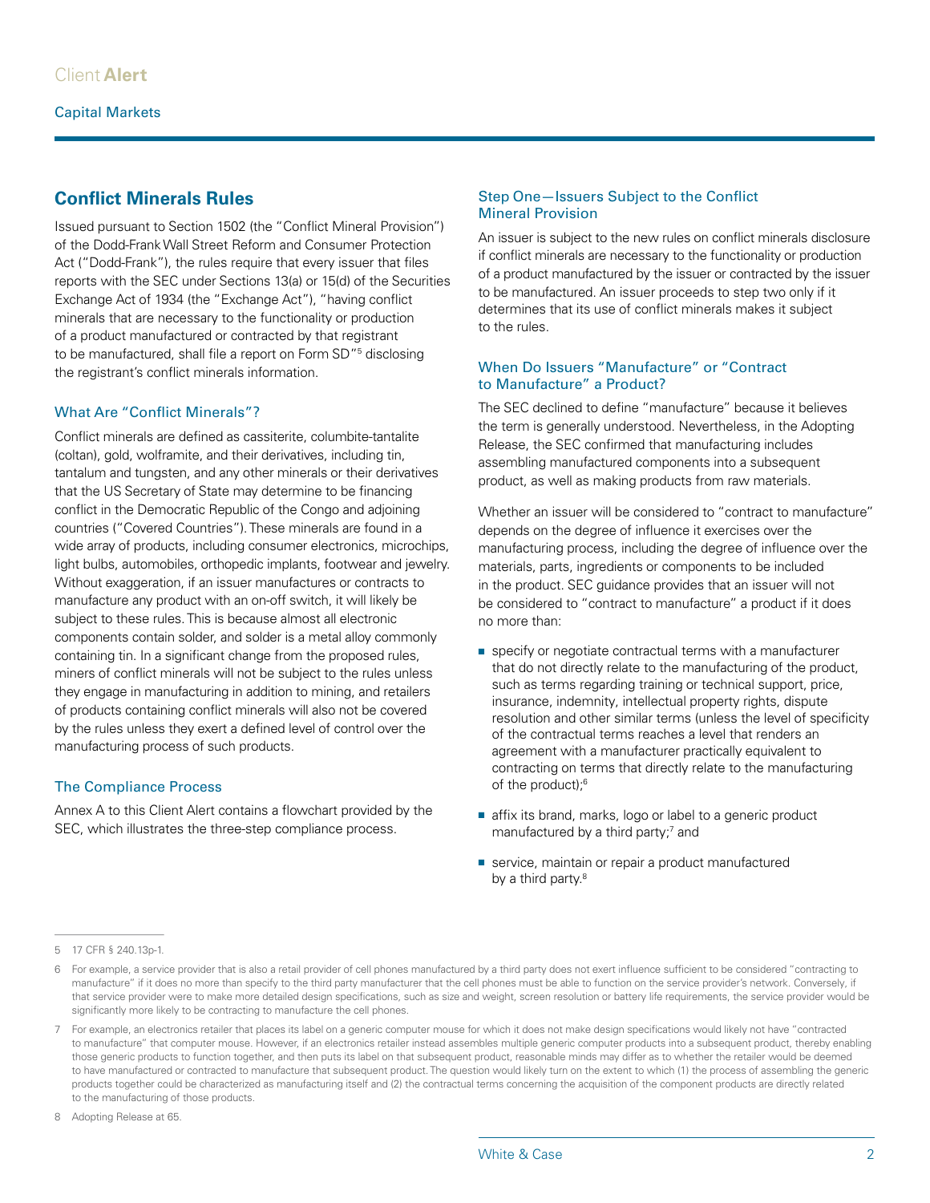## Conflict Minerals Rules

Issued pursuant to Section 1502 (the "Conflict Mineral Provision") of the Dodd-Frank Wall Street Reform and Consumer Protection Act ("Dodd-Frank"), the rules require that every issuer that files reports with the SEC under Sections 13(a) or 15(d) of the Securities Exchange Act of 1934 (the "Exchange Act"), "having conflict minerals that are necessary to the functionality or production of a product manufactured or contracted by that registrant to be manufactured, shall file a report on Form SD"[5] disclosing the registrant's conflict minerals information.

### What Are "Conflict Minerals"?

Conflict minerals are defined as cassiterite, columbite-tantalite (coltan), gold, wolframite, and their derivatives, including tin, tantalum and tungsten, and any other minerals or their derivatives that the US Secretary of State may determine to be financing conflict in the Democratic Republic of the Congo and adjoining countries ("Covered Countries"). These minerals are found in a wide array of products, including consumer electronics, microchips, light bulbs, automobiles, orthopedic implants, footwear and jewelry. Without exaggeration, if an issuer manufactures or contracts to manufacture any product with an on-off switch, it will likely be subject to these rules. This is because almost all electronic components contain solder, and solder is a metal alloy commonly containing tin. In a significant change from the proposed rules, miners of conflict minerals will not be subject to the rules unless they engage in manufacturing in addition to mining, and retailers of products containing conflict minerals will also not be covered by the rules unless they exert a defined level of control over the manufacturing process of such products.

### The Compliance Process

Annex A to this Client Alert contains a flowchart provided by the SEC, which illustrates the three-step compliance process.

### Step One—Issuers Subject to the Conflict Mineral Provision

An issuer is subject to the new rules on conflict minerals disclosure if conflict minerals are necessary to the functionality or production of a product manufactured by the issuer or contracted by the issuer to be manufactured. An issuer proceeds to step two only if it determines that its use of conflict minerals makes it subject to the rules.

### When Do Issuers "Manufacture" or "Contract to Manufacture" a Product?

The SEC declined to define "manufacture" because it believes the term is generally understood. Nevertheless, in the Adopting Release, the SEC confirmed that manufacturing includes assembling manufactured components into a subsequent product, as well as making products from raw materials.

Whether an issuer will be considered to "contract to manufacture" depends on the degree of influence it exercises over the manufacturing process, including the degree of influence over the materials, parts, ingredients or components to be included in the product. SEC guidance provides that an issuer will not be considered to "contract to manufacture" a product if it does no more than:

- specify or negotiate contractual terms with a manufacturer that do not directly relate to the manufacturing of the product, such as terms regarding training or technical support, price, insurance, indemnity, intellectual property rights, dispute resolution and other similar terms (unless the level of specificity of the contractual terms reaches a level that renders an agreement with a manufacturer practically equivalent to contracting on terms that directly relate to the manufacturing of the product);[6]
- affix its brand, marks, logo or label to a generic product manufactured by a third party;[7] and
- service, maintain or repair a product manufactured by a third party.[8]

---

5 17 CFR § 240.13p-1.

6 For example, a service provider that is also a retail provider of cell phones manufactured by a third party does not exert influence sufficient to be considered "contracting to manufacture" if it does no more than specify to the third party manufacturer that the cell phones must be able to function on the service provider's network. Conversely, if that service provider were to make more detailed design specifications, such as size and weight, screen resolution or battery life requirements, the service provider would be significantly more likely to be contracting to manufacture the cell phones.

7 For example, an electronics retailer that places its label on a generic computer mouse for which it does not make design specifications would likely not have "contracted to manufacture" that computer mouse. However, if an electronics retailer instead assembles multiple generic computer products into a subsequent product, thereby enabling those generic products to function together, and then puts its label on that subsequent product, reasonable minds may differ as to whether the retailer would be deemed to have manufactured or contracted to manufacture that subsequent product. The question would likely turn on the extent to which (1) the process of assembling the generic products together could be characterized as manufacturing itself and (2) the contractual terms concerning the acquisition of the component products are directly related to the manufacturing of those products.

8 Adopting Release at 65.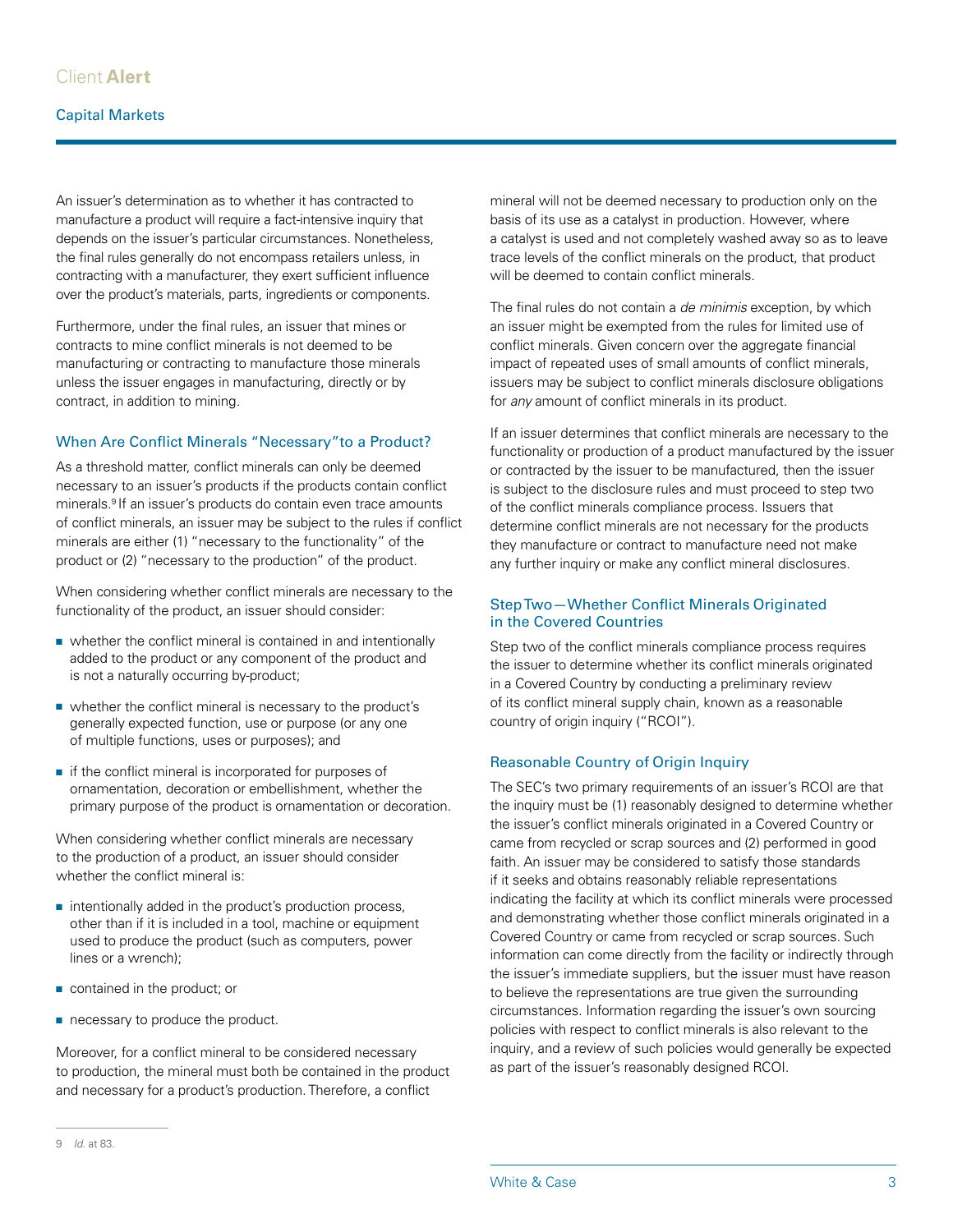An issuer's determination as to whether it has contracted to manufacture a product will require a fact-intensive inquiry that depends on the issuer's particular circumstances. Nonetheless, the final rules generally do not encompass retailers unless, in contracting with a manufacturer, they exert sufficient influence over the product's materials, parts, ingredients or components.

Furthermore, under the final rules, an issuer that mines or contracts to mine conflict minerals is not deemed to be manufacturing or contracting to manufacture those minerals unless the issuer engages in manufacturing, directly or by contract, in addition to mining.

## When Are Conflict Minerals "Necessary" to a Product?

As a threshold matter, conflict minerals can only be deemed necessary to an issuer's products if the products contain conflict minerals.[9] If an issuer's products do contain even trace amounts of conflict minerals, an issuer may be subject to the rules if conflict minerals are either (1) "necessary to the functionality" of the product or (2) "necessary to the production" of the product.

When considering whether conflict minerals are necessary to the functionality of the product, an issuer should consider:

- whether the conflict mineral is contained in and intentionally added to the product or any component of the product and is not a naturally occurring by-product;
- whether the conflict mineral is necessary to the product's generally expected function, use or purpose (or any one of multiple functions, uses or purposes); and
- if the conflict mineral is incorporated for purposes of ornamentation, decoration or embellishment, whether the primary purpose of the product is ornamentation or decoration.

When considering whether conflict minerals are necessary to the production of a product, an issuer should consider whether the conflict mineral is:

- intentionally added in the product's production process, other than if it is included in a tool, machine or equipment used to produce the product (such as computers, power lines or a wrench);
- contained in the product; or
- necessary to produce the product.

Moreover, for a conflict mineral to be considered necessary to production, the mineral must both be contained in the product and necessary for a product's production. Therefore, a conflict mineral will not be deemed necessary to production only on the basis of its use as a catalyst in production. However, where a catalyst is used and not completely washed away so as to leave trace levels of the conflict minerals on the product, that product will be deemed to contain conflict minerals.

The final rules do not contain a *de minimis* exception, by which an issuer might be exempted from the rules for limited use of conflict minerals. Given concern over the aggregate financial impact of repeated uses of small amounts of conflict minerals, issuers may be subject to conflict minerals disclosure obligations for *any* amount of conflict minerals in its product.

If an issuer determines that conflict minerals are necessary to the functionality or production of a product manufactured by the issuer or contracted by the issuer to be manufactured, then the issuer is subject to the disclosure rules and must proceed to step two of the conflict minerals compliance process. Issuers that determine conflict minerals are not necessary for the products they manufacture or contract to manufacture need not make any further inquiry or make any conflict mineral disclosures.

## Step Two—Whether Conflict Minerals Originated in the Covered Countries

Step two of the conflict minerals compliance process requires the issuer to determine whether its conflict minerals originated in a Covered Country by conducting a preliminary review of its conflict mineral supply chain, known as a reasonable country of origin inquiry ("RCOI").

## Reasonable Country of Origin Inquiry

The SEC's two primary requirements of an issuer's RCOI are that the inquiry must be (1) reasonably designed to determine whether the issuer's conflict minerals originated in a Covered Country or came from recycled or scrap sources and (2) performed in good faith. An issuer may be considered to satisfy those standards if it seeks and obtains reasonably reliable representations indicating the facility at which its conflict minerals were processed and demonstrating whether those conflict minerals originated in a Covered Country or came from recycled or scrap sources. Such information can come directly from the facility or indirectly through the issuer's immediate suppliers, but the issuer must have reason to believe the representations are true given the surrounding circumstances. Information regarding the issuer's own sourcing policies with respect to conflict minerals is also relevant to the inquiry, and a review of such policies would generally be expected as part of the issuer's reasonably designed RCOI.

---

9 *Id.* at 83.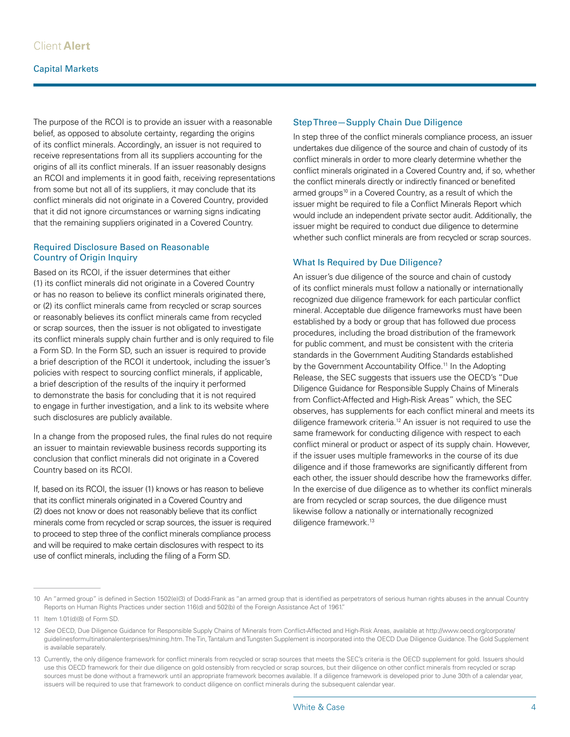The purpose of the RCOI is to provide an issuer with a reasonable belief, as opposed to absolute certainty, regarding the origins of its conflict minerals. Accordingly, an issuer is not required to receive representations from all its suppliers accounting for the origins of all its conflict minerals. If an issuer reasonably designs an RCOI and implements it in good faith, receiving representations from some but not all of its suppliers, it may conclude that its conflict minerals did not originate in a Covered Country, provided that it did not ignore circumstances or warning signs indicating that the remaining suppliers originated in a Covered Country.

### Required Disclosure Based on Reasonable Country of Origin Inquiry

Based on its RCOI, if the issuer determines that either (1) its conflict minerals did not originate in a Covered Country or has no reason to believe its conflict minerals originated there, or (2) its conflict minerals came from recycled or scrap sources or reasonably believes its conflict minerals came from recycled or scrap sources, then the issuer is not obligated to investigate its conflict minerals supply chain further and is only required to file a Form SD. In the Form SD, such an issuer is required to provide a brief description of the RCOI it undertook, including the issuer's policies with respect to sourcing conflict minerals, if applicable, a brief description of the results of the inquiry it performed to demonstrate the basis for concluding that it is not required to engage in further investigation, and a link to its website where such disclosures are publicly available.

In a change from the proposed rules, the final rules do not require an issuer to maintain reviewable business records supporting its conclusion that conflict minerals did not originate in a Covered Country based on its RCOI.

If, based on its RCOI, the issuer (1) knows or has reason to believe that its conflict minerals originated in a Covered Country and (2) does not know or does not reasonably believe that its conflict minerals come from recycled or scrap sources, the issuer is required to proceed to step three of the conflict minerals compliance process and will be required to make certain disclosures with respect to its use of conflict minerals, including the filing of a Form SD.

### Step Three—Supply Chain Due Diligence

In step three of the conflict minerals compliance process, an issuer undertakes due diligence of the source and chain of custody of its conflict minerals in order to more clearly determine whether the conflict minerals originated in a Covered Country and, if so, whether the conflict minerals directly or indirectly financed or benefited armed groups[10] in a Covered Country, as a result of which the issuer might be required to file a Conflict Minerals Report which would include an independent private sector audit. Additionally, the issuer might be required to conduct due diligence to determine whether such conflict minerals are from recycled or scrap sources.

### What Is Required by Due Diligence?

An issuer's due diligence of the source and chain of custody of its conflict minerals must follow a nationally or internationally recognized due diligence framework for each particular conflict mineral. Acceptable due diligence frameworks must have been established by a body or group that has followed due process procedures, including the broad distribution of the framework for public comment, and must be consistent with the criteria standards in the Government Auditing Standards established by the Government Accountability Office.[11] In the Adopting Release, the SEC suggests that issuers use the OECD's "Due Diligence Guidance for Responsible Supply Chains of Minerals from Conflict-Affected and High-Risk Areas" which, the SEC observes, has supplements for each conflict mineral and meets its diligence framework criteria.[12] An issuer is not required to use the same framework for conducting diligence with respect to each conflict mineral or product or aspect of its supply chain. However, if the issuer uses multiple frameworks in the course of its due diligence and if those frameworks are significantly different from each other, the issuer should describe how the frameworks differ. In the exercise of due diligence as to whether its conflict minerals are from recycled or scrap sources, the due diligence must likewise follow a nationally or internationally recognized diligence framework.[13]

---

10 An "armed group" is defined in Section 1502(e)(3) of Dodd-Frank as "an armed group that is identified as perpetrators of serious human rights abuses in the annual Country Reports on Human Rights Practices under section 116(d) and 502(b) of the Foreign Assistance Act of 1961."

11 Item 1.01(d)(8) of Form SD.

12 *See* OECD, Due Diligence Guidance for Responsible Supply Chains of Minerals from Conflict-Affected and High-Risk Areas, available at http://www.oecd.org/corporate/guidelinesformultinationalenterprises/mining.htm. The Tin, Tantalum and Tungsten Supplement is incorporated into the OECD Due Diligence Guidance. The Gold Supplement is available separately.

13 Currently, the only diligence framework for conflict minerals from recycled or scrap sources that meets the SEC's criteria is the OECD supplement for gold. Issuers should use this OECD framework for their due diligence on gold ostensibly from recycled or scrap sources, but their diligence on other conflict minerals from recycled or scrap sources must be done without a framework until an appropriate framework becomes available. If a diligence framework is developed prior to June 30th of a calendar year, issuers will be required to use that framework to conduct diligence on conflict minerals during the subsequent calendar year.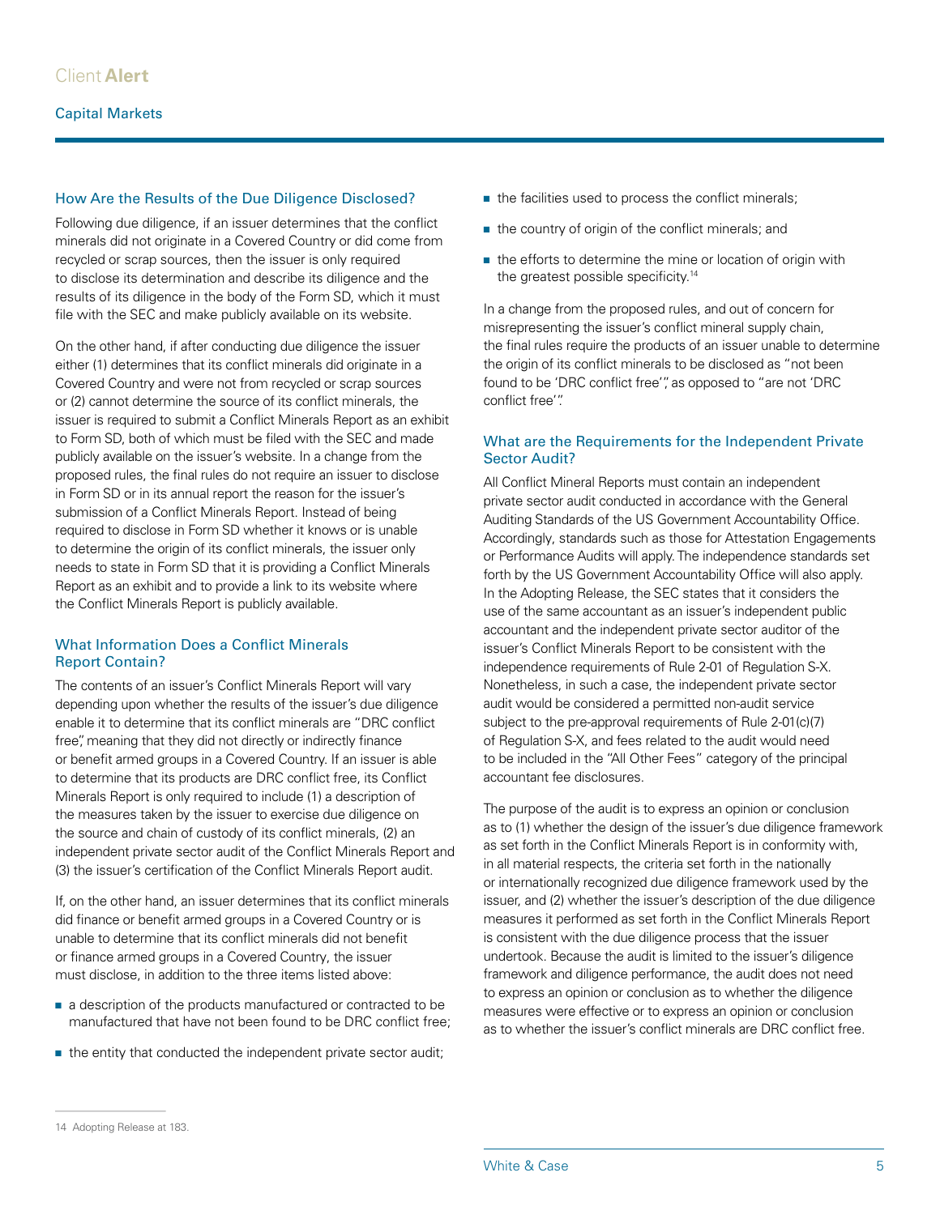## How Are the Results of the Due Diligence Disclosed?

Following due diligence, if an issuer determines that the conflict minerals did not originate in a Covered Country or did come from recycled or scrap sources, then the issuer is only required to disclose its determination and describe its diligence and the results of its diligence in the body of the Form SD, which it must file with the SEC and make publicly available on its website.

On the other hand, if after conducting due diligence the issuer either (1) determines that its conflict minerals did originate in a Covered Country and were not from recycled or scrap sources or (2) cannot determine the source of its conflict minerals, the issuer is required to submit a Conflict Minerals Report as an exhibit to Form SD, both of which must be filed with the SEC and made publicly available on the issuer's website. In a change from the proposed rules, the final rules do not require an issuer to disclose in Form SD or in its annual report the reason for the issuer's submission of a Conflict Minerals Report. Instead of being required to disclose in Form SD whether it knows or is unable to determine the origin of its conflict minerals, the issuer only needs to state in Form SD that it is providing a Conflict Minerals Report as an exhibit and to provide a link to its website where the Conflict Minerals Report is publicly available.

## What Information Does a Conflict Minerals Report Contain?

The contents of an issuer's Conflict Minerals Report will vary depending upon whether the results of the issuer's due diligence enable it to determine that its conflict minerals are "DRC conflict free", meaning that they did not directly or indirectly finance or benefit armed groups in a Covered Country. If an issuer is able to determine that its products are DRC conflict free, its Conflict Minerals Report is only required to include (1) a description of the measures taken by the issuer to exercise due diligence on the source and chain of custody of its conflict minerals, (2) an independent private sector audit of the Conflict Minerals Report and (3) the issuer's certification of the Conflict Minerals Report audit.

If, on the other hand, an issuer determines that its conflict minerals did finance or benefit armed groups in a Covered Country or is unable to determine that its conflict minerals did not benefit or finance armed groups in a Covered Country, the issuer must disclose, in addition to the three items listed above:

- a description of the products manufactured or contracted to be manufactured that have not been found to be DRC conflict free;
- the entity that conducted the independent private sector audit;
- the facilities used to process the conflict minerals;
- the country of origin of the conflict minerals; and
- the efforts to determine the mine or location of origin with the greatest possible specificity.[14]

In a change from the proposed rules, and out of concern for misrepresenting the issuer's conflict mineral supply chain, the final rules require the products of an issuer unable to determine the origin of its conflict minerals to be disclosed as "not been found to be 'DRC conflict free'", as opposed to "are not 'DRC conflict free'".

## What are the Requirements for the Independent Private Sector Audit?

All Conflict Mineral Reports must contain an independent private sector audit conducted in accordance with the General Auditing Standards of the US Government Accountability Office. Accordingly, standards such as those for Attestation Engagements or Performance Audits will apply. The independence standards set forth by the US Government Accountability Office will also apply. In the Adopting Release, the SEC states that it considers the use of the same accountant as an issuer's independent public accountant and the independent private sector auditor of the issuer's Conflict Minerals Report to be consistent with the independence requirements of Rule 2-01 of Regulation S-X. Nonetheless, in such a case, the independent private sector audit would be considered a permitted non-audit service subject to the pre-approval requirements of Rule 2-01(c)(7) of Regulation S-X, and fees related to the audit would need to be included in the "All Other Fees" category of the principal accountant fee disclosures.

The purpose of the audit is to express an opinion or conclusion as to (1) whether the design of the issuer's due diligence framework as set forth in the Conflict Minerals Report is in conformity with, in all material respects, the criteria set forth in the nationally or internationally recognized due diligence framework used by the issuer, and (2) whether the issuer's description of the due diligence measures it performed as set forth in the Conflict Minerals Report is consistent with the due diligence process that the issuer undertook. Because the audit is limited to the issuer's diligence framework and diligence performance, the audit does not need to express an opinion or conclusion as to whether the diligence measures were effective or to express an opinion or conclusion as to whether the issuer's conflict minerals are DRC conflict free.

---

14 Adopting Release at 183.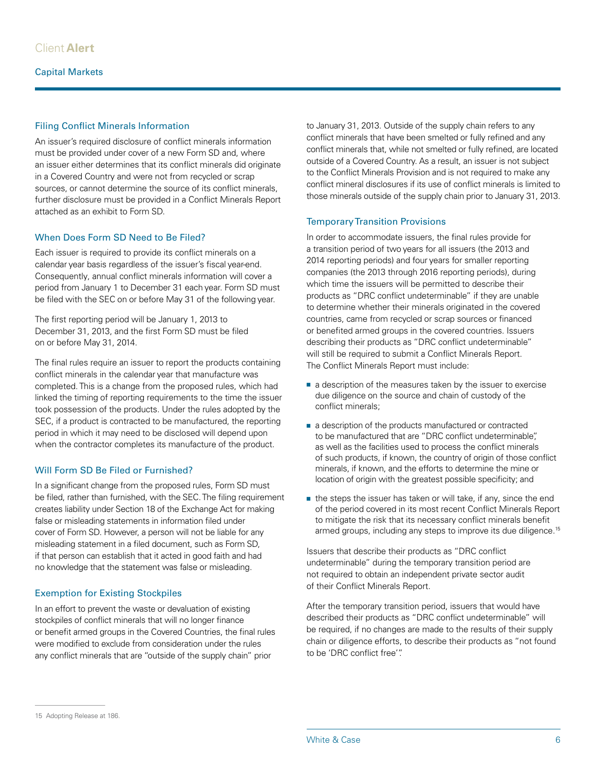## Filing Conflict Minerals Information

An issuer's required disclosure of conflict minerals information must be provided under cover of a new Form SD and, where an issuer either determines that its conflict minerals did originate in a Covered Country and were not from recycled or scrap sources, or cannot determine the source of its conflict minerals, further disclosure must be provided in a Conflict Minerals Report attached as an exhibit to Form SD.

## When Does Form SD Need to Be Filed?

Each issuer is required to provide its conflict minerals on a calendar year basis regardless of the issuer's fiscal year-end. Consequently, annual conflict minerals information will cover a period from January 1 to December 31 each year. Form SD must be filed with the SEC on or before May 31 of the following year.

The first reporting period will be January 1, 2013 to December 31, 2013, and the first Form SD must be filed on or before May 31, 2014.

The final rules require an issuer to report the products containing conflict minerals in the calendar year that manufacture was completed. This is a change from the proposed rules, which had linked the timing of reporting requirements to the time the issuer took possession of the products. Under the rules adopted by the SEC, if a product is contracted to be manufactured, the reporting period in which it may need to be disclosed will depend upon when the contractor completes its manufacture of the product.

## Will Form SD Be Filed or Furnished?

In a significant change from the proposed rules, Form SD must be filed, rather than furnished, with the SEC. The filing requirement creates liability under Section 18 of the Exchange Act for making false or misleading statements in information filed under cover of Form SD. However, a person will not be liable for any misleading statement in a filed document, such as Form SD, if that person can establish that it acted in good faith and had no knowledge that the statement was false or misleading.

## Exemption for Existing Stockpiles

In an effort to prevent the waste or devaluation of existing stockpiles of conflict minerals that will no longer finance or benefit armed groups in the Covered Countries, the final rules were modified to exclude from consideration under the rules any conflict minerals that are "outside of the supply chain" prior to January 31, 2013. Outside of the supply chain refers to any conflict minerals that have been smelted or fully refined and any conflict minerals that, while not smelted or fully refined, are located outside of a Covered Country. As a result, an issuer is not subject to the Conflict Minerals Provision and is not required to make any conflict mineral disclosures if its use of conflict minerals is limited to those minerals outside of the supply chain prior to January 31, 2013.

## Temporary Transition Provisions

In order to accommodate issuers, the final rules provide for a transition period of two years for all issuers (the 2013 and 2014 reporting periods) and four years for smaller reporting companies (the 2013 through 2016 reporting periods), during which time the issuers will be permitted to describe their products as "DRC conflict undeterminable" if they are unable to determine whether their minerals originated in the covered countries, came from recycled or scrap sources or financed or benefited armed groups in the covered countries. Issuers describing their products as "DRC conflict undeterminable" will still be required to submit a Conflict Minerals Report. The Conflict Minerals Report must include:

- a description of the measures taken by the issuer to exercise due diligence on the source and chain of custody of the conflict minerals;
- a description of the products manufactured or contracted to be manufactured that are "DRC conflict undeterminable", as well as the facilities used to process the conflict minerals of such products, if known, the country of origin of those conflict minerals, if known, and the efforts to determine the mine or location of origin with the greatest possible specificity; and
- the steps the issuer has taken or will take, if any, since the end of the period covered in its most recent Conflict Minerals Report to mitigate the risk that its necessary conflict minerals benefit armed groups, including any steps to improve its due diligence.[15]

Issuers that describe their products as "DRC conflict undeterminable" during the temporary transition period are not required to obtain an independent private sector audit of their Conflict Minerals Report.

After the temporary transition period, issuers that would have described their products as "DRC conflict undeterminable" will be required, if no changes are made to the results of their supply chain or diligence efforts, to describe their products as "not found to be 'DRC conflict free'".

---

15 Adopting Release at 186.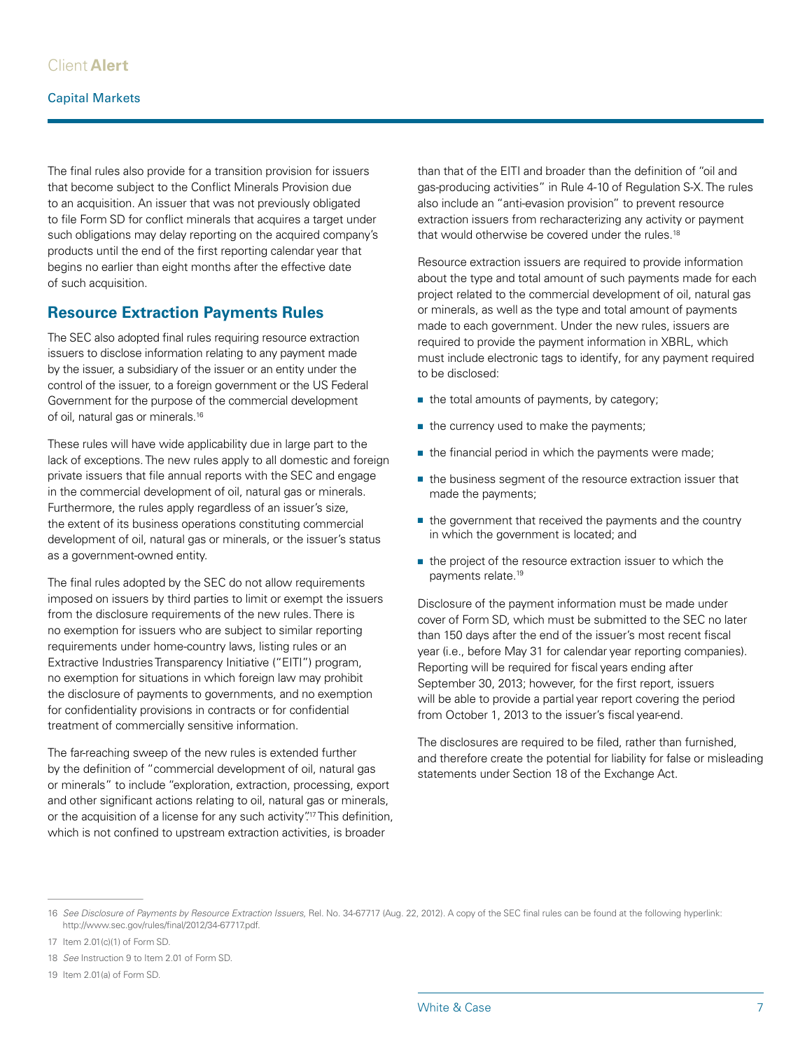The final rules also provide for a transition provision for issuers that become subject to the Conflict Minerals Provision due to an acquisition. An issuer that was not previously obligated to file Form SD for conflict minerals that acquires a target under such obligations may delay reporting on the acquired company's products until the end of the first reporting calendar year that begins no earlier than eight months after the effective date of such acquisition.

## Resource Extraction Payments Rules

The SEC also adopted final rules requiring resource extraction issuers to disclose information relating to any payment made by the issuer, a subsidiary of the issuer or an entity under the control of the issuer, to a foreign government or the US Federal Government for the purpose of the commercial development of oil, natural gas or minerals.[16]

These rules will have wide applicability due in large part to the lack of exceptions. The new rules apply to all domestic and foreign private issuers that file annual reports with the SEC and engage in the commercial development of oil, natural gas or minerals. Furthermore, the rules apply regardless of an issuer's size, the extent of its business operations constituting commercial development of oil, natural gas or minerals, or the issuer's status as a government-owned entity.

The final rules adopted by the SEC do not allow requirements imposed on issuers by third parties to limit or exempt the issuers from the disclosure requirements of the new rules. There is no exemption for issuers who are subject to similar reporting requirements under home-country laws, listing rules or an Extractive Industries Transparency Initiative ("EITI") program, no exemption for situations in which foreign law may prohibit the disclosure of payments to governments, and no exemption for confidentiality provisions in contracts or for confidential treatment of commercially sensitive information.

The far-reaching sweep of the new rules is extended further by the definition of "commercial development of oil, natural gas or minerals" to include "exploration, extraction, processing, export and other significant actions relating to oil, natural gas or minerals, or the acquisition of a license for any such activity".[17] This definition, which is not confined to upstream extraction activities, is broader than that of the EITI and broader than the definition of "oil and gas-producing activities" in Rule 4-10 of Regulation S-X. The rules also include an "anti-evasion provision" to prevent resource extraction issuers from recharacterizing any activity or payment that would otherwise be covered under the rules.[18]

Resource extraction issuers are required to provide information about the type and total amount of such payments made for each project related to the commercial development of oil, natural gas or minerals, as well as the type and total amount of payments made to each government. Under the new rules, issuers are required to provide the payment information in XBRL, which must include electronic tags to identify, for any payment required to be disclosed:

- the total amounts of payments, by category;
- the currency used to make the payments;
- the financial period in which the payments were made;
- the business segment of the resource extraction issuer that made the payments;
- the government that received the payments and the country in which the government is located; and
- the project of the resource extraction issuer to which the payments relate.[19]

Disclosure of the payment information must be made under cover of Form SD, which must be submitted to the SEC no later than 150 days after the end of the issuer's most recent fiscal year (i.e., before May 31 for calendar year reporting companies). Reporting will be required for fiscal years ending after September 30, 2013; however, for the first report, issuers will be able to provide a partial year report covering the period from October 1, 2013 to the issuer's fiscal year-end.

The disclosures are required to be filed, rather than furnished, and therefore create the potential for liability for false or misleading statements under Section 18 of the Exchange Act.

---

16 *See Disclosure of Payments by Resource Extraction Issuers,* Rel. No. 34-67717 (Aug. 22, 2012). A copy of the SEC final rules can be found at the following hyperlink: http://www.sec.gov/rules/final/2012/34-67717.pdf.

17 Item 2.01(c)(1) of Form SD.

18 *See* Instruction 9 to Item 2.01 of Form SD.

19 Item 2.01(a) of Form SD.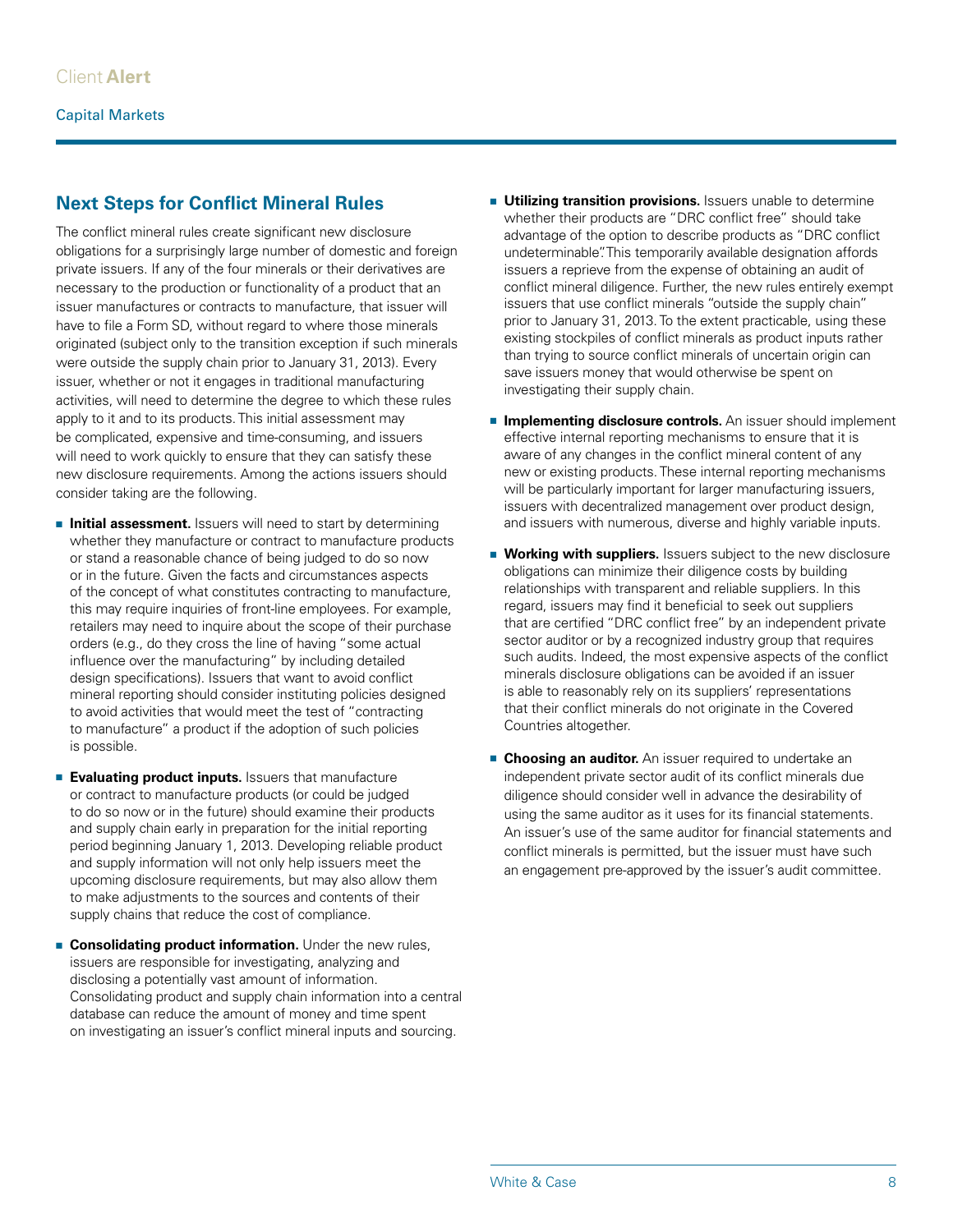## Next Steps for Conflict Mineral Rules

The conflict mineral rules create significant new disclosure obligations for a surprisingly large number of domestic and foreign private issuers. If any of the four minerals or their derivatives are necessary to the production or functionality of a product that an issuer manufactures or contracts to manufacture, that issuer will have to file a Form SD, without regard to where those minerals originated (subject only to the transition exception if such minerals were outside the supply chain prior to January 31, 2013). Every issuer, whether or not it engages in traditional manufacturing activities, will need to determine the degree to which these rules apply to it and to its products. This initial assessment may be complicated, expensive and time-consuming, and issuers will need to work quickly to ensure that they can satisfy these new disclosure requirements. Among the actions issuers should consider taking are the following.

- **Initial assessment.** Issuers will need to start by determining whether they manufacture or contract to manufacture products or stand a reasonable chance of being judged to do so now or in the future. Given the facts and circumstances aspects of the concept of what constitutes contracting to manufacture, this may require inquiries of front-line employees. For example, retailers may need to inquire about the scope of their purchase orders (e.g., do they cross the line of having "some actual influence over the manufacturing" by including detailed design specifications). Issuers that want to avoid conflict mineral reporting should consider instituting policies designed to avoid activities that would meet the test of "contracting to manufacture" a product if the adoption of such policies is possible.
- **Evaluating product inputs.** Issuers that manufacture or contract to manufacture products (or could be judged to do so now or in the future) should examine their products and supply chain early in preparation for the initial reporting period beginning January 1, 2013. Developing reliable product and supply information will not only help issuers meet the upcoming disclosure requirements, but may also allow them to make adjustments to the sources and contents of their supply chains that reduce the cost of compliance.
- **Consolidating product information.** Under the new rules, issuers are responsible for investigating, analyzing and disclosing a potentially vast amount of information. Consolidating product and supply chain information into a central database can reduce the amount of money and time spent on investigating an issuer's conflict mineral inputs and sourcing.
- **Utilizing transition provisions.** Issuers unable to determine whether their products are "DRC conflict free" should take advantage of the option to describe products as "DRC conflict undeterminable". This temporarily available designation affords issuers a reprieve from the expense of obtaining an audit of conflict mineral diligence. Further, the new rules entirely exempt issuers that use conflict minerals "outside the supply chain" prior to January 31, 2013. To the extent practicable, using these existing stockpiles of conflict minerals as product inputs rather than trying to source conflict minerals of uncertain origin can save issuers money that would otherwise be spent on investigating their supply chain.
- **Implementing disclosure controls.** An issuer should implement effective internal reporting mechanisms to ensure that it is aware of any changes in the conflict mineral content of any new or existing products. These internal reporting mechanisms will be particularly important for larger manufacturing issuers, issuers with decentralized management over product design, and issuers with numerous, diverse and highly variable inputs.
- **Working with suppliers.** Issuers subject to the new disclosure obligations can minimize their diligence costs by building relationships with transparent and reliable suppliers. In this regard, issuers may find it beneficial to seek out suppliers that are certified "DRC conflict free" by an independent private sector auditor or by a recognized industry group that requires such audits. Indeed, the most expensive aspects of the conflict minerals disclosure obligations can be avoided if an issuer is able to reasonably rely on its suppliers' representations that their conflict minerals do not originate in the Covered Countries altogether.
- **Choosing an auditor.** An issuer required to undertake an independent private sector audit of its conflict minerals due diligence should consider well in advance the desirability of using the same auditor as it uses for its financial statements. An issuer's use of the same auditor for financial statements and conflict minerals is permitted, but the issuer must have such an engagement pre-approved by the issuer's audit committee.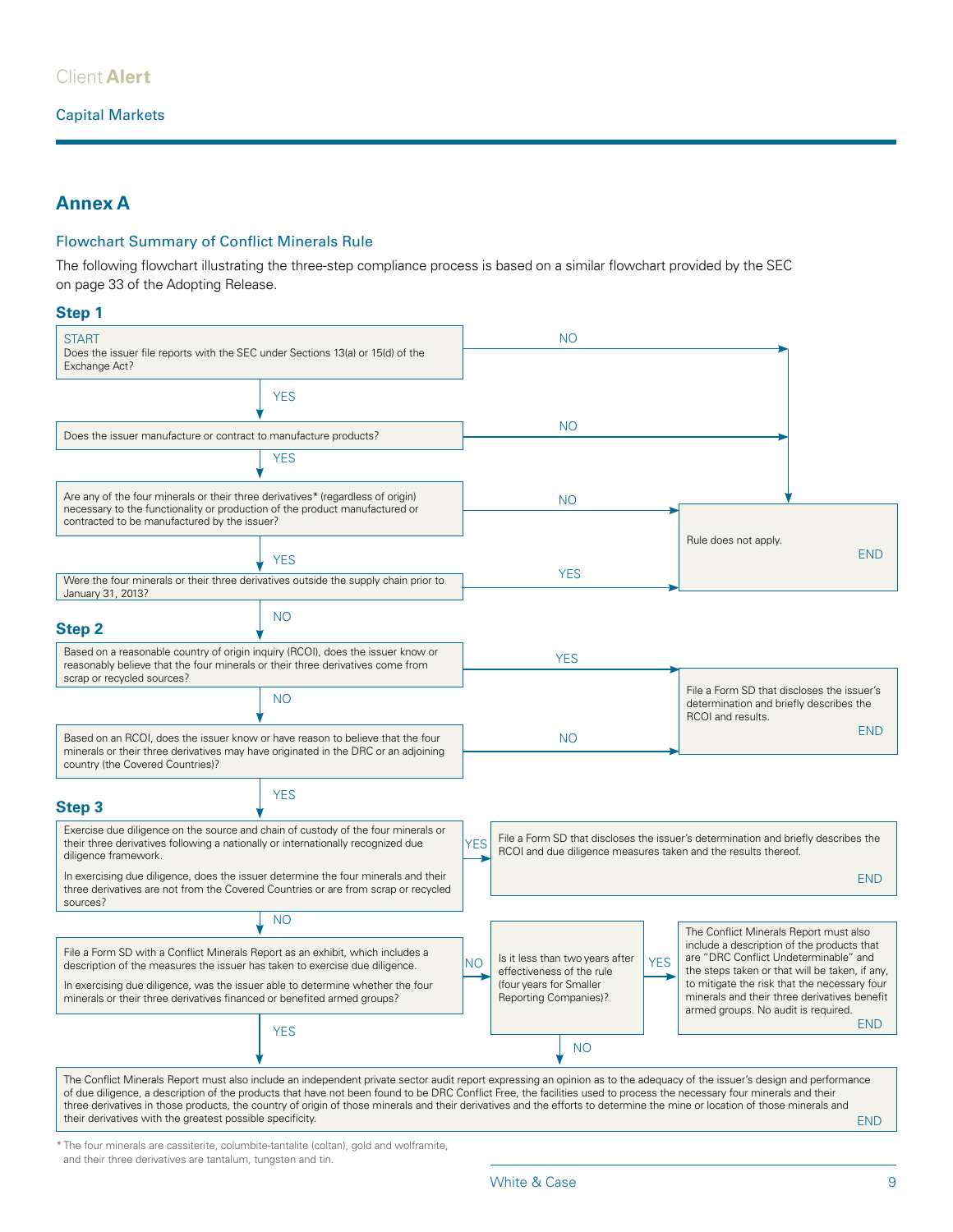## Annex A

### Flowchart Summary of Conflict Minerals Rule

The following flowchart illustrating the three-step compliance process is based on a similar flowchart provided by the SEC on page 33 of the Adopting Release.

**Step 1**

START
Does the issuer file reports with the SEC under Sections 13(a) or 15(d) of the Exchange Act?

- NO → Rule does not apply. END
- YES ↓

Does the issuer manufacture or contract to manufacture products?

- NO → Rule does not apply. END
- YES ↓

Are any of the four minerals or their three derivatives* (regardless of origin) necessary to the functionality or production of the product manufactured or contracted to be manufactured by the issuer?

- NO → Rule does not apply. END
- YES ↓

Were the four minerals or their three derivatives outside the supply chain prior to January 31, 2013?

- YES → Rule does not apply. END
- NO ↓

**Step 2**

Based on a reasonable country of origin inquiry (RCOI), does the issuer know or reasonably believe that the four minerals or their three derivatives come from scrap or recycled sources?

- YES → File a Form SD that discloses the issuer's determination and briefly describes the RCOI and results. END
- NO ↓

Based on an RCOI, does the issuer know or have reason to believe that the four minerals or their three derivatives may have originated in the DRC or an adjoining country (the Covered Countries)?

- NO → File a Form SD that discloses the issuer's determination and briefly describes the RCOI and results. END
- YES ↓

**Step 3**

Exercise due diligence on the source and chain of custody of the four minerals or their three derivatives following a nationally or internationally recognized due diligence framework.

In exercising due diligence, does the issuer determine the four minerals and their three derivatives are not from the Covered Countries or are from scrap or recycled sources?

- YES → File a Form SD that discloses the issuer's determination and briefly describes the RCOI and due diligence measures taken and the results thereof. END
- NO ↓

File a Form SD with a Conflict Minerals Report as an exhibit, which includes a description of the measures the issuer has taken to exercise due diligence.

In exercising due diligence, was the issuer able to determine whether the four minerals or their three derivatives financed or benefited armed groups?

- NO → Is it less than two years after effectiveness of the rule (four years for Smaller Reporting Companies)?
  - YES → The Conflict Minerals Report must also include a description of the products that are "DRC Conflict Undeterminable" and the steps taken or that will be taken, if any, to mitigate the risk that the necessary four minerals and their three derivatives benefit armed groups. No audit is required. END
  - NO ↓ (see below)
- YES ↓

The Conflict Minerals Report must also include an independent private sector audit report expressing an opinion as to the adequacy of the issuer's design and performance of due diligence, a description of the products that have not been found to be DRC Conflict Free, the facilities used to process the necessary four minerals and their three derivatives in those products, the country of origin of those minerals and their derivatives and the efforts to determine the mine or location of those minerals and their derivatives with the greatest possible specificity. END

\* The four minerals are cassiterite, columbite-tantalite (coltan), gold and wolframite, and their three derivatives are tantalum, tungsten and tin.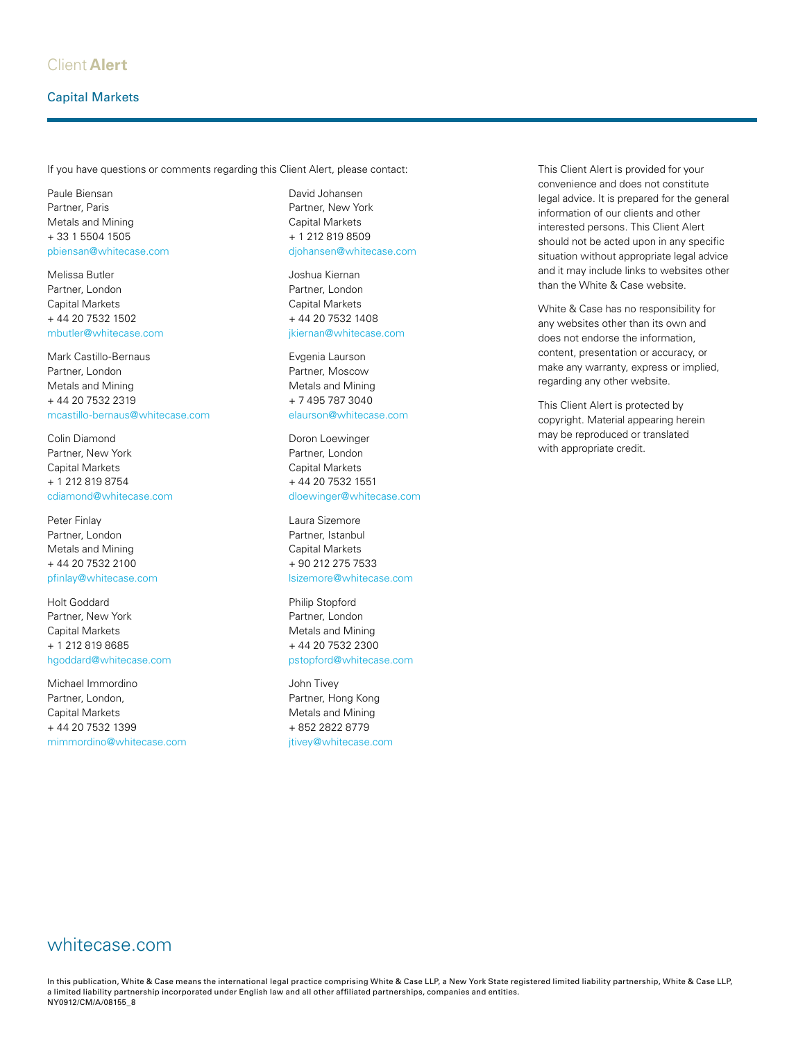# Client Alert

## Capital Markets

If you have questions or comments regarding this Client Alert, please contact:

Paule Biensan
Partner, Paris
Metals and Mining
+ 33 1 5504 1505
pbiensan@whitecase.com

Melissa Butler
Partner, London
Capital Markets
+ 44 20 7532 1502
mbutler@whitecase.com

Mark Castillo-Bernaus
Partner, London
Metals and Mining
+ 44 20 7532 2319
mcastillo-bernaus@whitecase.com

Colin Diamond
Partner, New York
Capital Markets
+ 1 212 819 8754
cdiamond@whitecase.com

Peter Finlay
Partner, London
Metals and Mining
+ 44 20 7532 2100
pfinlay@whitecase.com

Holt Goddard
Partner, New York
Capital Markets
+ 1 212 819 8685
hgoddard@whitecase.com

Michael Immordino
Partner, London,
Capital Markets
+ 44 20 7532 1399
mimmordino@whitecase.com

David Johansen
Partner, New York
Capital Markets
+ 1 212 819 8509
djohansen@whitecase.com

Joshua Kiernan
Partner, London
Capital Markets
+ 44 20 7532 1408
jkiernan@whitecase.com

Evgenia Laurson
Partner, Moscow
Metals and Mining
+ 7 495 787 3040
elaurson@whitecase.com

Doron Loewinger
Partner, London
Capital Markets
+ 44 20 7532 1551
dloewinger@whitecase.com

Laura Sizemore
Partner, Istanbul
Capital Markets
+ 90 212 275 7533
lsizemore@whitecase.com

Philip Stopford
Partner, London
Metals and Mining
+ 44 20 7532 2300
pstopford@whitecase.com

John Tivey
Partner, Hong Kong
Metals and Mining
+ 852 2822 8779
jtivey@whitecase.com

This Client Alert is provided for your convenience and does not constitute legal advice. It is prepared for the general information of our clients and other interested persons. This Client Alert should not be acted upon in any specific situation without appropriate legal advice and it may include links to websites other than the White & Case website.

White & Case has no responsibility for any websites other than its own and does not endorse the information, content, presentation or accuracy, or make any warranty, express or implied, regarding any other website.

This Client Alert is protected by copyright. Material appearing herein may be reproduced or translated with appropriate credit.

whitecase.com

In this publication, White & Case means the international legal practice comprising White & Case LLP, a New York State registered limited liability partnership, White & Case LLP, a limited liability partnership incorporated under English law and all other affiliated partnerships, companies and entities.
NY0912/CM/A/08155_8